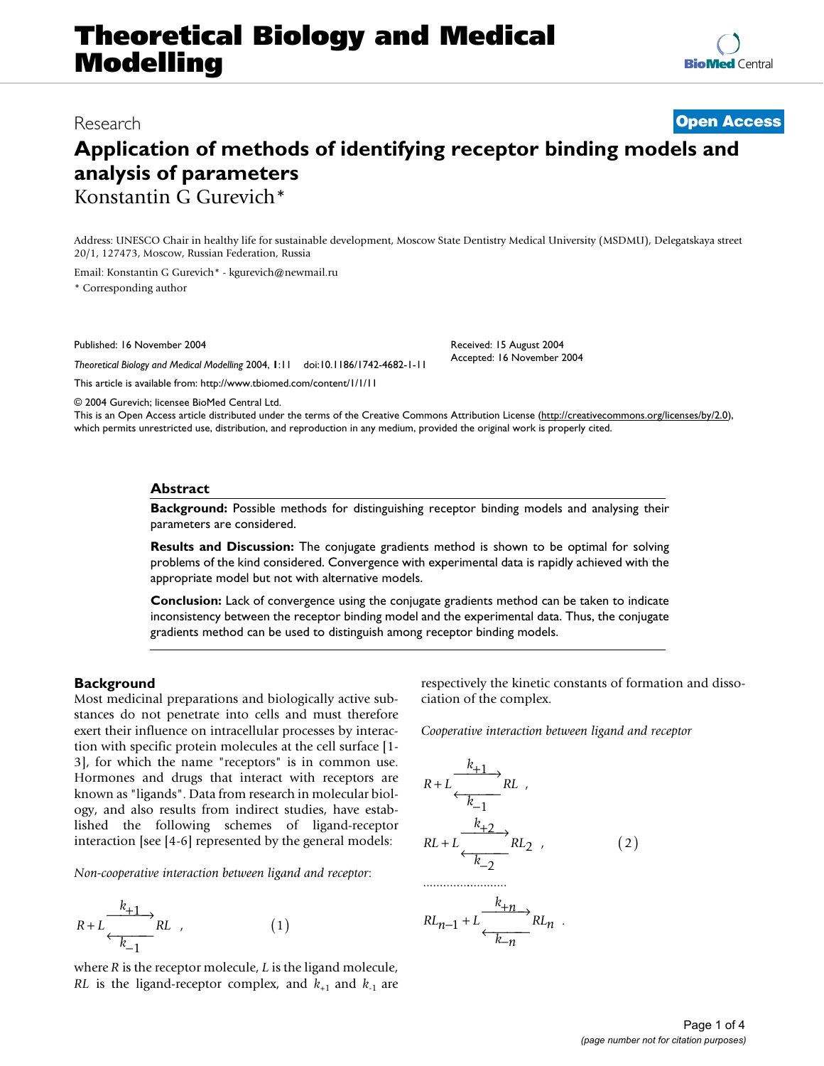# Application of methods of identifying receptor binding models and analysis of parameters

Konstantin G Gurevich*

Address: UNESCO Chair in healthy life for sustainable development, Moscow State Dentistry Medical University (MSDMU), Delegatskaya street 20/1, 127473, Moscow, Russian Federation, Russia

Email: Konstantin G Gurevich* - kgurevich@newmail.ru

* Corresponding author

Published: 16 November 2004

*Theoretical Biology and Medical Modelling* 2004, **1**:11 doi:10.1186/1742-4682-1-11

Received: 15 August 2004
Accepted: 16 November 2004

This article is available from: http://www.tbiomed.com/content/1/1/11

© 2004 Gurevich; licensee BioMed Central Ltd.
This is an Open Access article distributed under the terms of the Creative Commons Attribution License (http://creativecommons.org/licenses/by/2.0), which permits unrestricted use, distribution, and reproduction in any medium, provided the original work is properly cited.

## Abstract

**Background:** Possible methods for distinguishing receptor binding models and analysing their parameters are considered.

**Results and Discussion:** The conjugate gradients method is shown to be optimal for solving problems of the kind considered. Convergence with experimental data is rapidly achieved with the appropriate model but not with alternative models.

**Conclusion:** Lack of convergence using the conjugate gradients method can be taken to indicate inconsistency between the receptor binding model and the experimental data. Thus, the conjugate gradients method can be used to distinguish among receptor binding models.

## Background

Most medicinal preparations and biologically active substances do not penetrate into cells and must therefore exert their influence on intracellular processes by interaction with specific protein molecules at the cell surface [1-3], for which the name "receptors" is in common use. Hormones and drugs that interact with receptors are known as "ligands". Data from research in molecular biology, and also results from indirect studies, have established the following schemes of ligand-receptor interaction [see [4-6] represented by the general models:

*Non-cooperative interaction between ligand and receptor*:

$$R + L \underset{k_{-1}}{\overset{k_{+1}}{\rightleftarrows}} RL \quad , \qquad (1)$$

where $R$ is the receptor molecule, $L$ is the ligand molecule, $RL$ is the ligand-receptor complex, and $k_{+1}$ and $k_{-1}$ are respectively the kinetic constants of formation and dissociation of the complex.

*Cooperative interaction between ligand and receptor*

$$\begin{aligned} &R + L \underset{k_{-1}}{\overset{k_{+1}}{\rightleftarrows}} RL \quad , \\ &RL + L \underset{k_{-2}}{\overset{k_{+2}}{\rightleftarrows}} RL_2 \quad , \\ &\ldots\ldots\ldots\ldots\ldots\ldots\ldots\ldots \\ &RL_{n-1} + L \underset{k_{-n}}{\overset{k_{+n}}{\rightleftarrows}} RL_n \quad . \end{aligned} \qquad (2)$$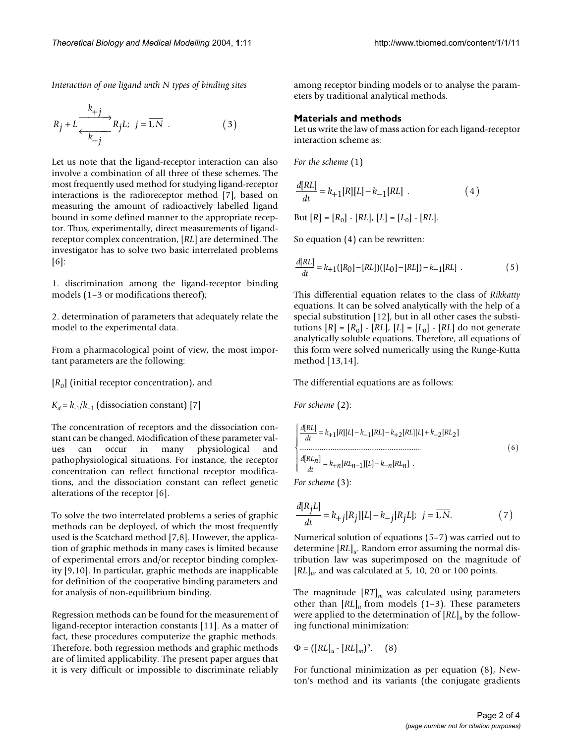*Interaction of one ligand with N types of binding sites*

$$R_j + L \underset{k_{-j}}{\overset{k_{+j}}{\rightleftarrows}} R_jL; \;\; j = \overline{1, N} \; . \qquad (3)$$

Let us note that the ligand-receptor interaction can also involve a combination of all three of these schemes. The most frequently used method for studying ligand-receptor interactions is the radioreceptor method [7], based on measuring the amount of radioactively labelled ligand bound in some defined manner to the appropriate receptor. Thus, experimentally, direct measurements of ligand-receptor complex concentration, $[RL]$ are determined. The investigator has to solve two basic interrelated problems [6]:

1. discrimination among the ligand-receptor binding models (1–3 or modifications thereof);

2. determination of parameters that adequately relate the model to the experimental data.

From a pharmacological point of view, the most important parameters are the following:

$[R_0]$ (initial receptor concentration), and

$K_d = k_{-1}/k_{+1}$ (dissociation constant) [7]

The concentration of receptors and the dissociation constant can be changed. Modification of these parameter values can occur in many physiological and pathophysiological situations. For instance, the receptor concentration can reflect functional receptor modifications, and the dissociation constant can reflect genetic alterations of the receptor [6].

To solve the two interrelated problems a series of graphic methods can be deployed, of which the most frequently used is the Scatchard method [7,8]. However, the application of graphic methods in many cases is limited because of experimental errors and/or receptor binding complexity [9,10]. In particular, graphic methods are inapplicable for definition of the cooperative binding parameters and for analysis of non-equilibrium binding.

Regression methods can be found for the measurement of ligand-receptor interaction constants [11]. As a matter of fact, these procedures computerize the graphic methods. Therefore, both regression methods and graphic methods are of limited applicability. The present paper argues that it is very difficult or impossible to discriminate reliably among receptor binding models or to analyse the parameters by traditional analytical methods.

## Materials and methods

Let us write the law of mass action for each ligand-receptor interaction scheme as:

*For the scheme* (1)

$$\frac{d[RL]}{dt} = k_{+1}[R][L] - k_{-1}[RL] \; . \qquad (4)$$

But $[R] = [R_0] - [RL]$, $[L] = [L_0] - [RL]$.

So equation (4) can be rewritten:

$$\frac{d[RL]}{dt} = k_{+1}([R_0] - [RL])([L_0] - [RL]) - k_{-1}[RL] \; . \qquad (5)$$

This differential equation relates to the class of *Rikkatty* equations. It can be solved analytically with the help of a special substitution [12], but in all other cases the substitutions $[R] = [R_0] - [RL]$, $[L] = [L_0] - [RL]$ do not generate analytically soluble equations. Therefore, all equations of this form were solved numerically using the Runge-Kutta method [13,14].

The differential equations are as follows:

*For scheme* (2):

$$\begin{cases} \dfrac{d[RL]}{dt} = k_{+1}[R][L] - k_{-1}[RL] - k_{+2}[RL][L] + k_{-2}[RL_2] \\ \ldots\ldots\ldots\ldots\ldots\ldots\ldots\ldots\ldots\ldots\ldots\ldots\ldots\ldots \\ \dfrac{d[RL_n]}{dt} = k_{+n}[RL_{n-1}][L] - k_{-n}[RL_n] \; . \end{cases} \qquad (6)$$

*For scheme* (3):

$$\frac{d[R_jL]}{dt} = k_{+j}[R_j][L] - k_{-j}[R_jL]; \;\; j = \overline{1, N}. \qquad (7)$$

Numerical solution of equations (5–7) was carried out to determine $[RL]_u$. Random error assuming the normal distribution law was superimposed on the magnitude of $[RL]_u$, and was calculated at 5, 10, 20 or 100 points.

The magnitude $[RT]_m$ was calculated using parameters other than $[RL]_u$ from models (1–3). These parameters were applied to the determination of $[RL]_u$ by the following functional minimization:

$\Phi = ([RL]_u - [RL]_m)^2$. (8)

For functional minimization as per equation (8), Newton's method and its variants (the conjugate gradients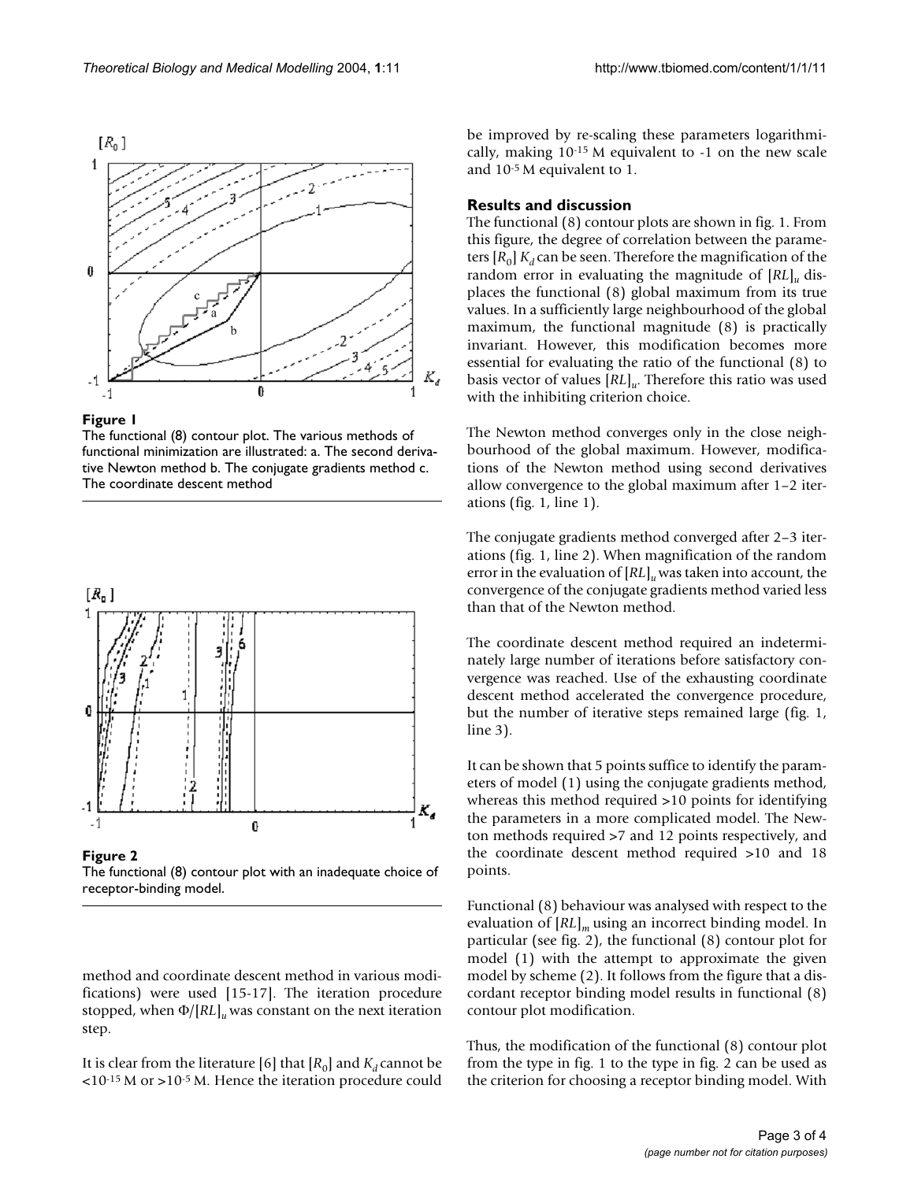**Figure 1**
The functional (8) contour plot. The various methods of functional minimization are illustrated: a. The second derivative Newton method b. The conjugate gradients method c. The coordinate descent method

**Figure 2**
The functional (8) contour plot with an inadequate choice of receptor-binding model.

method and coordinate descent method in various modifications) were used [15-17]. The iteration procedure stopped, when $\Phi/[RL]_u$ was constant on the next iteration step.

It is clear from the literature [6] that $[R_0]$ and $K_d$ cannot be $<10^{-15}$ M or $>10^{-5}$ M. Hence the iteration procedure could be improved by re-scaling these parameters logarithmically, making $10^{-15}$ M equivalent to -1 on the new scale and $10^{-5}$ M equivalent to 1.

## Results and discussion

The functional (8) contour plots are shown in fig. 1. From this figure, the degree of correlation between the parameters $[R_0]$ $K_d$ can be seen. Therefore the magnification of the random error in evaluating the magnitude of $[RL]_u$ displaces the functional (8) global maximum from its true values. In a sufficiently large neighbourhood of the global maximum, the functional magnitude (8) is practically invariant. However, this modification becomes more essential for evaluating the ratio of the functional (8) to basis vector of values $[RL]_u$. Therefore this ratio was used with the inhibiting criterion choice.

The Newton method converges only in the close neighbourhood of the global maximum. However, modifications of the Newton method using second derivatives allow convergence to the global maximum after 1–2 iterations (fig. 1, line 1).

The conjugate gradients method converged after 2–3 iterations (fig. 1, line 2). When magnification of the random error in the evaluation of $[RL]_u$ was taken into account, the convergence of the conjugate gradients method varied less than that of the Newton method.

The coordinate descent method required an indeterminately large number of iterations before satisfactory convergence was reached. Use of the exhausting coordinate descent method accelerated the convergence procedure, but the number of iterative steps remained large (fig. 1, line 3).

It can be shown that 5 points suffice to identify the parameters of model (1) using the conjugate gradients method, whereas this method required >10 points for identifying the parameters in a more complicated model. The Newton methods required >7 and 12 points respectively, and the coordinate descent method required >10 and 18 points.

Functional (8) behaviour was analysed with respect to the evaluation of $[RL]_m$ using an incorrect binding model. In particular (see fig. 2), the functional (8) contour plot for model (1) with the attempt to approximate the given model by scheme (2). It follows from the figure that a discordant receptor binding model results in functional (8) contour plot modification.

Thus, the modification of the functional (8) contour plot from the type in fig. 1 to the type in fig. 2 can be used as the criterion for choosing a receptor binding model. With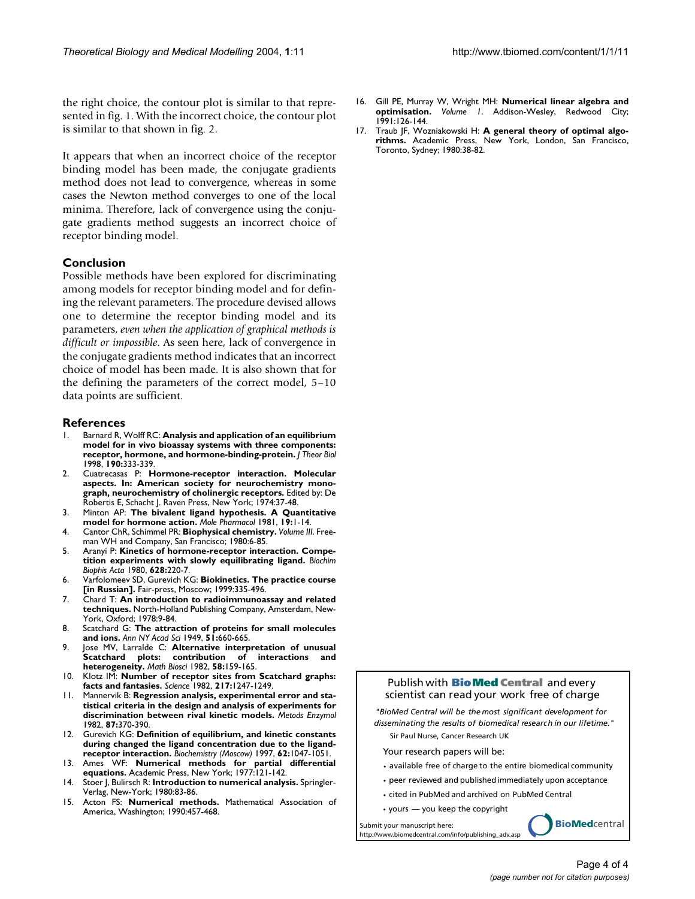the right choice, the contour plot is similar to that represented in fig. 1. With the incorrect choice, the contour plot is similar to that shown in fig. 2.

It appears that when an incorrect choice of the receptor binding model has been made, the conjugate gradients method does not lead to convergence, whereas in some cases the Newton method converges to one of the local minima. Therefore, lack of convergence using the conjugate gradients method suggests an incorrect choice of receptor binding model.

## Conclusion

Possible methods have been explored for discriminating among models for receptor binding model and for defining the relevant parameters. The procedure devised allows one to determine the receptor binding model and its parameters, *even when the application of graphical methods is difficult or impossible*. As seen here, lack of convergence in the conjugate gradients method indicates that an incorrect choice of model has been made. It is also shown that for the defining the parameters of the correct model, 5–10 data points are sufficient.

## References

1. Barnard R, Wolff RC: **Analysis and application of an equilibrium model for in vivo bioassay systems with three components: receptor, hormone, and hormone-binding-protein.** *J Theor Biol* 1998, **190:**333-339.
2. Cuatrecasas P: **Hormone-receptor interaction. Molecular aspects. In: American society for neurochemistry monograph, neurochemistry of cholinergic receptors.** Edited by: De Robertis E, Schacht J. Raven Press, New York; 1974:37-48.
3. Minton AP: **The bivalent ligand hypothesis. A Quantitative model for hormone action.** *Mole Pharmacol* 1981, **19:**1-14.
4. Cantor ChR, Schimmel PR: **Biophysical chemistry.** *Volume III*. Freeman WH and Company, San Francisco; 1980:6-85.
5. Aranyi P: **Kinetics of hormone-receptor interaction. Competition experiments with slowly equilibrating ligand.** *Biochim Biophis Acta* 1980, **628:**220-7.
6. Varfolomeev SD, Gurevich KG: **Biokinetics. The practice course [in Russian].** Fair-press, Moscow; 1999:335-496.
7. Chard T: **An introduction to radioimmunoassay and related techniques.** North-Holland Publishing Company, Amsterdam, New-York, Oxford; 1978:9-84.
8. Scatchard G: **The attraction of proteins for small molecules and ions.** *Ann NY Acad Sci* 1949, **51:**660-665.
9. Jose MV, Larralde C: **Alternative interpretation of unusual Scatchard plots: contribution of interactions and heterogeneity.** *Math Biosci* 1982, **58:**159-165.
10. Klotz IM: **Number of receptor sites from Scatchard graphs: facts and fantasies.** *Science* 1982, **217:**1247-1249.
11. Mannervik B: **Regression analysis, experimental error and statistical criteria in the design and analysis of experiments for discrimination between rival kinetic models.** *Metods Enzymol* 1982, **87:**370-390.
12. Gurevich KG: **Definition of equilibrium, and kinetic constants during changed the ligand concentration due to the ligand-receptor interaction.** *Biochemistry (Moscow)* 1997, **62:**1047-1051.
13. Ames WF: **Numerical methods for partial differential equations.** Academic Press, New York; 1977:121-142.
14. Stoer J, Bulirsch R: **Introduction to numerical analysis.** Springler-Verlag, New-York; 1980:83-86.
15. Acton FS: **Numerical methods.** Mathematical Association of America, Washington; 1990:457-468.
16. Gill PE, Murray W, Wright MH: **Numerical linear algebra and optimisation.** *Volume 1*. Addison-Wesley, Redwood City; 1991:126-144.
17. Traub JF, Wozniakowski H: **A general theory of optimal algorithms.** Academic Press, New York, London, San Francisco, Toronto, Sydney; 1980:38-82.

Publish with **BioMed Central** and every scientist can read your work free of charge

*"BioMed Central will be the most significant development for disseminating the results of biomedical research in our lifetime."*

Sir Paul Nurse, Cancer Research UK

Your research papers will be:

- available free of charge to the entire biomedical community
- peer reviewed and published immediately upon acceptance
- cited in PubMed and archived on PubMed Central
- yours — you keep the copyright

Submit your manuscript here:
http://www.biomedcentral.com/info/publishing_adv.asp

BioMedcentral